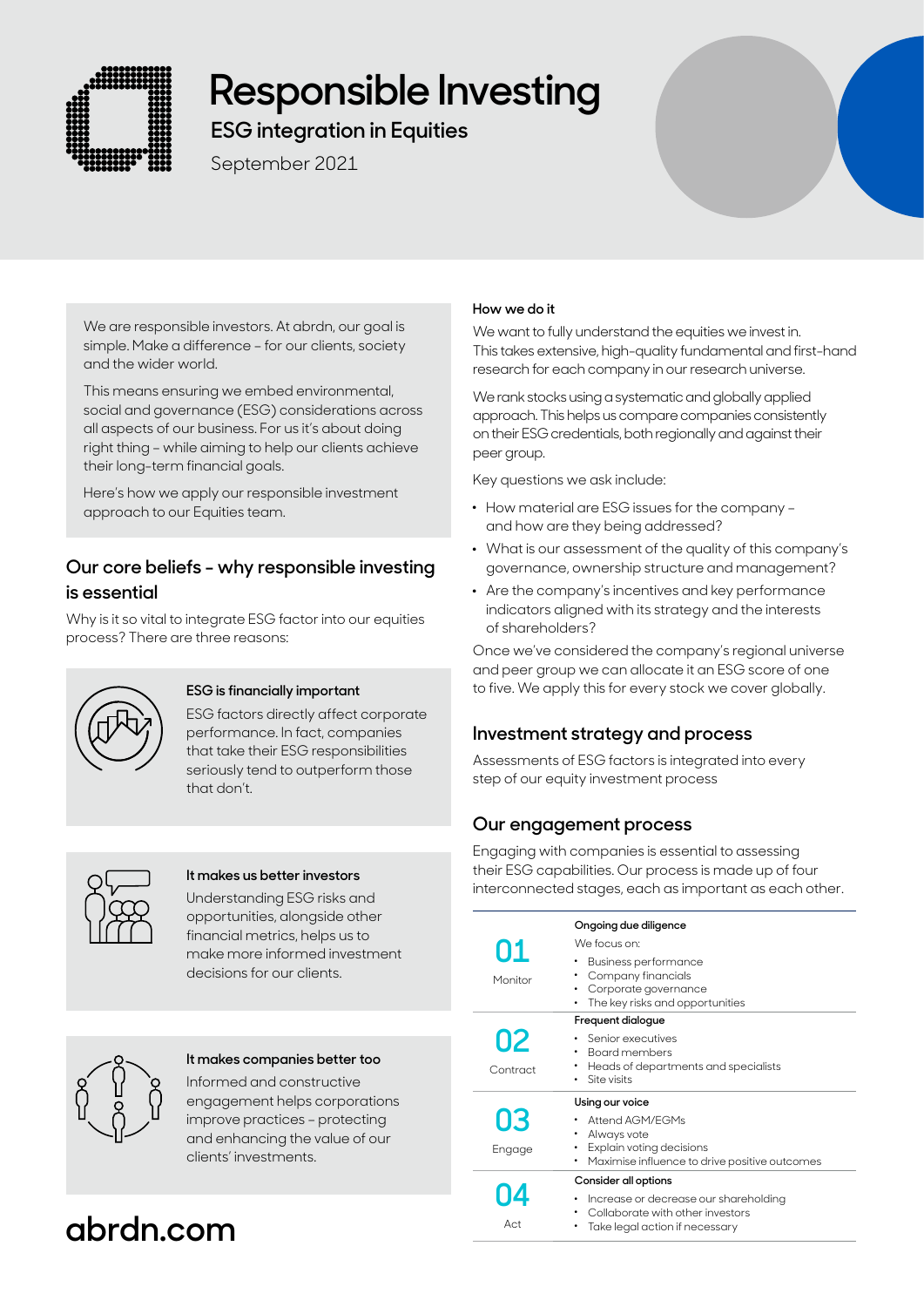# Responsible Investing

## ESG integration in Equities

September 2021

We are responsible investors. At abrdn, our goal is simple. Make a difference – for our clients, society and the wider world.

This means ensuring we embed environmental, social and governance (ESG) considerations across all aspects of our business. For us it's about doing right thing – while aiming to help our clients achieve their long-term financial goals.

Here's how we apply our responsible investment approach to our Equities team.

## Our core beliefs – why responsible investing is essential

Why is it so vital to integrate ESG factor into our equities process? There are three reasons:

**ESG is financially important**

ESG factors directly affect corporate performance. In fact, companies that take their ESG responsibilities seriously tend to outperform those that don't.

**It makes us better investors**

Understanding ESG risks and opportunities, alongside other financial metrics, helps us to make more informed investment decisions for our clients.

**It makes companies better too**

Informed and constructive engagement helps corporations improve practices – protecting and enhancing the value of our clients' investments.

**abrdn.com**

**How we do it**

We want to fully understand the equities we invest in. This takes extensive, high-quality fundamental and first-hand research for each company in our research universe.

We rank stocks using a systematic and globally applied approach. This helps us compare companies consistently on their ESG credentials, both regionally and against their peer group.

Key questions we ask include:

- How material are ESG issues for the company – and how are they being addressed?
- What is our assessment of the quality of this company's governance, ownership structure and management?
- Are the company's incentives and key performance indicators aligned with its strategy and the interests of shareholders?

Once we've considered the company's regional universe and peer group we can allocate it an ESG score of one to five. We apply this for every stock we cover globally.

## Investment strategy and process

Assessments of ESG factors is integrated into every step of our equity investment process

## Our engagement process

Engaging with companies is essential to assessing their ESG capabilities. Our process is made up of four interconnected stages, each as important as each other.

| Stage | Details |
|---|---|
| **01** Monitor | **Ongoing due diligence**<br>We focus on:<br>• Business performance<br>• Company financials<br>• Corporate governance<br>• The key risks and opportunities |
| **02** Contract | **Frequent dialogue**<br>• Senior executives<br>• Board members<br>• Heads of departments and specialists<br>• Site visits |
| **03** Engage | **Using our voice**<br>• Attend AGM/EGMs<br>• Always vote<br>• Explain voting decisions<br>• Maximise influence to drive positive outcomes |
| **04** Act | **Consider all options**<br>• Increase or decrease our shareholding<br>• Collaborate with other investors<br>• Take legal action if necessary |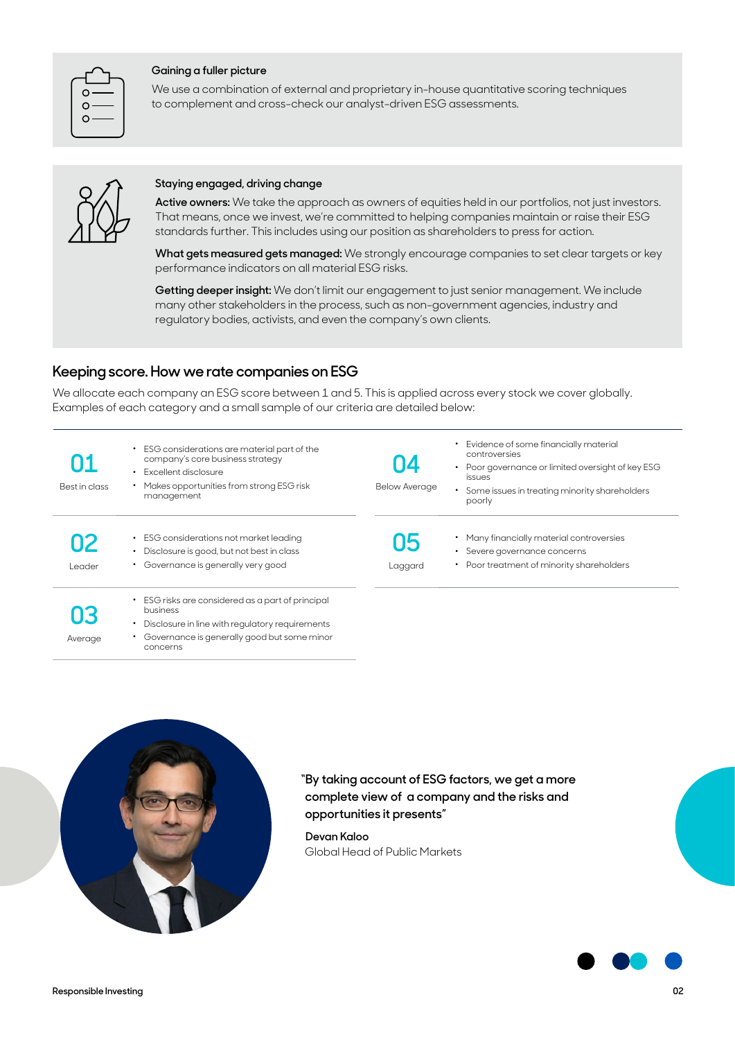### Gaining a fuller picture

We use a combination of external and proprietary in-house quantitative scoring techniques to complement and cross-check our analyst-driven ESG assessments.

### Staying engaged, driving change

**Active owners:** We take the approach as owners of equities held in our portfolios, not just investors. That means, once we invest, we're committed to helping companies maintain or raise their ESG standards further. This includes using our position as shareholders to press for action.

**What gets measured gets managed:** We strongly encourage companies to set clear targets or key performance indicators on all material ESG risks.

**Getting deeper insight:** We don't limit our engagement to just senior management. We include many other stakeholders in the process, such as non-government agencies, industry and regulatory bodies, activists, and even the company's own clients.

## Keeping score. How we rate companies on ESG

We allocate each company an ESG score between 1 and 5. This is applied across every stock we cover globally. Examples of each category and a small sample of our criteria are detailed below:

| Score | Criteria |
|---|---|
| **01** Best in class | • ESG considerations are material part of the company's core business strategy<br>• Excellent disclosure<br>• Makes opportunities from strong ESG risk management |
| **02** Leader | • ESG considerations not market leading<br>• Disclosure is good, but not best in class<br>• Governance is generally very good |
| **03** Average | • ESG risks are considered as a part of principal business<br>• Disclosure in line with regulatory requirements<br>• Governance is generally good but some minor concerns |
| **04** Below Average | • Evidence of some financially material controversies<br>• Poor governance or limited oversight of key ESG issues<br>• Some issues in treating minority shareholders poorly |
| **05** Laggard | • Many financially material controversies<br>• Severe governance concerns<br>• Poor treatment of minority shareholders |

"By taking account of ESG factors, we get a more complete view of a company and the risks and opportunities it presents"

**Devan Kaloo**
Global Head of Public Markets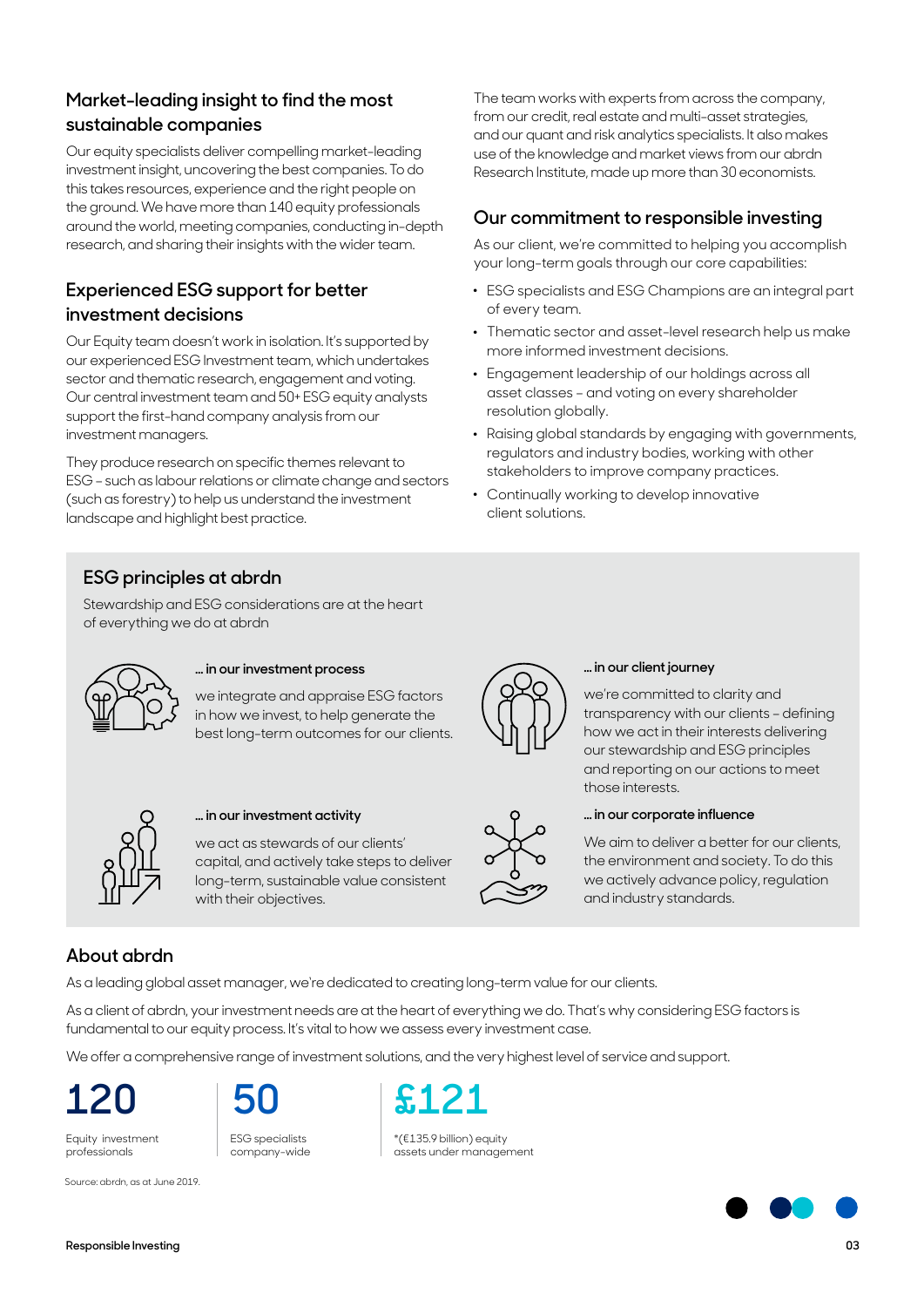## Market-leading insight to find the most sustainable companies

Our equity specialists deliver compelling market-leading investment insight, uncovering the best companies. To do this takes resources, experience and the right people on the ground. We have more than 140 equity professionals around the world, meeting companies, conducting in-depth research, and sharing their insights with the wider team.

## Experienced ESG support for better investment decisions

Our Equity team doesn't work in isolation. It's supported by our experienced ESG Investment team, which undertakes sector and thematic research, engagement and voting. Our central investment team and 50+ ESG equity analysts support the first-hand company analysis from our investment managers.

They produce research on specific themes relevant to ESG – such as labour relations or climate change and sectors (such as forestry) to help us understand the investment landscape and highlight best practice.

The team works with experts from across the company, from our credit, real estate and multi-asset strategies, and our quant and risk analytics specialists. It also makes use of the knowledge and market views from our abrdn Research Institute, made up more than 30 economists.

## Our commitment to responsible investing

As our client, we're committed to helping you accomplish your long-term goals through our core capabilities:

- ESG specialists and ESG Champions are an integral part of every team.
- Thematic sector and asset-level research help us make more informed investment decisions.
- Engagement leadership of our holdings across all asset classes – and voting on every shareholder resolution globally.
- Raising global standards by engaging with governments, regulators and industry bodies, working with other stakeholders to improve company practices.
- Continually working to develop innovative client solutions.

## ESG principles at abrdn

Stewardship and ESG considerations are at the heart of everything we do at abrdn

**… in our investment process**

we integrate and appraise ESG factors in how we invest, to help generate the best long-term outcomes for our clients.

**… in our client journey**

we're committed to clarity and transparency with our clients – defining how we act in their interests delivering our stewardship and ESG principles and reporting on our actions to meet those interests.

**… in our investment activity**

we act as stewards of our clients' capital, and actively take steps to deliver long-term, sustainable value consistent with their objectives.

**… in our corporate influence**

We aim to deliver a better for our clients, the environment and society. To do this we actively advance policy, regulation and industry standards.

## About abrdn

As a leading global asset manager, we're dedicated to creating long-term value for our clients.

As a client of abrdn, your investment needs are at the heart of everything we do. That's why considering ESG factors is fundamental to our equity process. It's vital to how we assess every investment case.

We offer a comprehensive range of investment solutions, and the very highest level of service and support.

**120**
Equity investment professionals

**50**
ESG specialists company-wide

**£121**
*(€135.9 billion) equity assets under management

Source: abrdn, as at June 2019.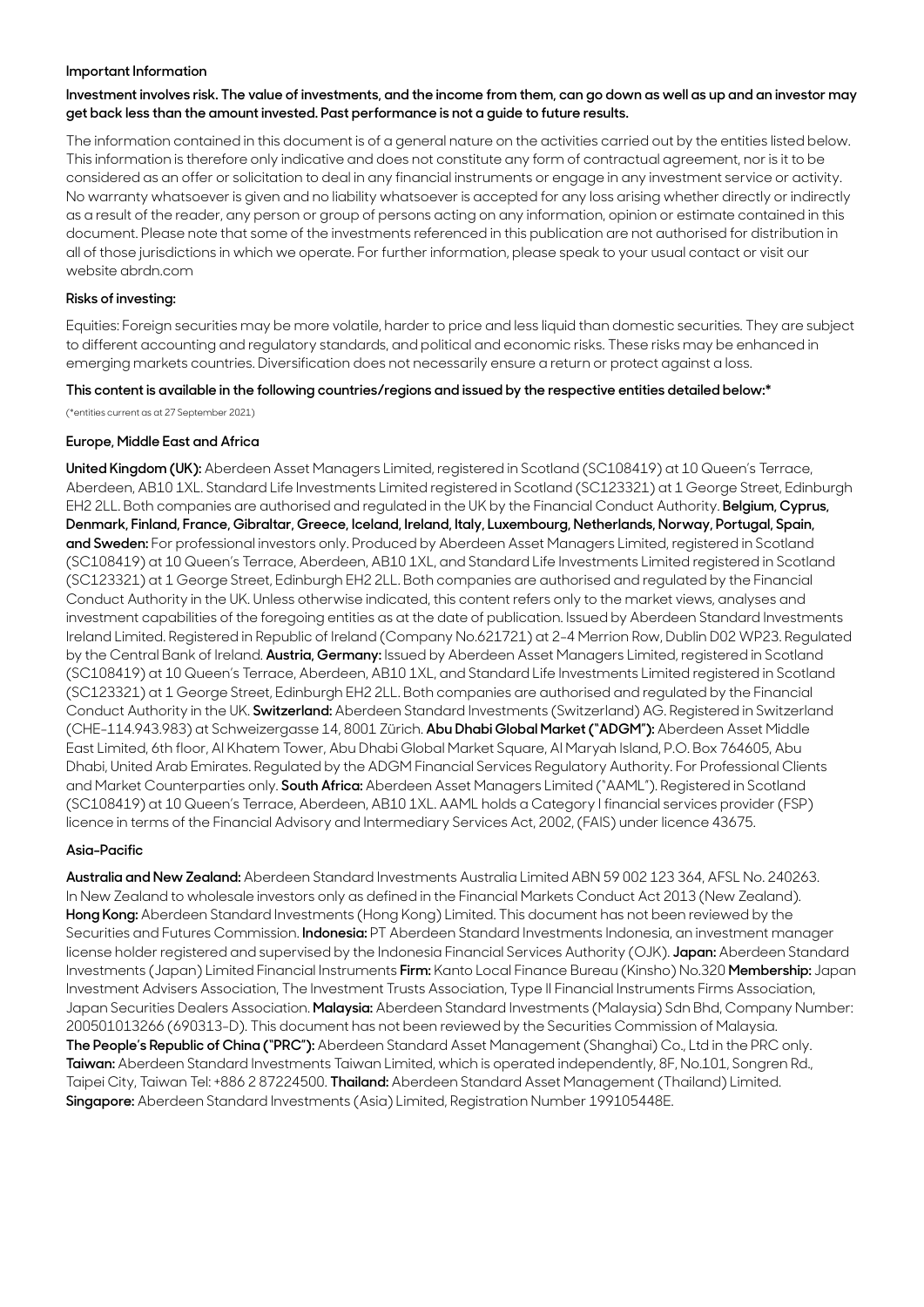## Important Information

**Investment involves risk. The value of investments, and the income from them, can go down as well as up and an investor may get back less than the amount invested. Past performance is not a guide to future results.**

The information contained in this document is of a general nature on the activities carried out by the entities listed below. This information is therefore only indicative and does not constitute any form of contractual agreement, nor is it to be considered as an offer or solicitation to deal in any financial instruments or engage in any investment service or activity. No warranty whatsoever is given and no liability whatsoever is accepted for any loss arising whether directly or indirectly as a result of the reader, any person or group of persons acting on any information, opinion or estimate contained in this document. Please note that some of the investments referenced in this publication are not authorised for distribution in all of those jurisdictions in which we operate. For further information, please speak to your usual contact or visit our website abrdn.com

### Risks of investing:

Equities: Foreign securities may be more volatile, harder to price and less liquid than domestic securities. They are subject to different accounting and regulatory standards, and political and economic risks. These risks may be enhanced in emerging markets countries. Diversification does not necessarily ensure a return or protect against a loss.

**This content is available in the following countries/regions and issued by the respective entities detailed below:***

(*entities current as at 27 September 2021)

### Europe, Middle East and Africa

**United Kingdom (UK):** Aberdeen Asset Managers Limited, registered in Scotland (SC108419) at 10 Queen's Terrace, Aberdeen, AB10 1XL. Standard Life Investments Limited registered in Scotland (SC123321) at 1 George Street, Edinburgh EH2 2LL. Both companies are authorised and regulated in the UK by the Financial Conduct Authority. **Belgium, Cyprus, Denmark, Finland, France, Gibraltar, Greece, Iceland, Ireland, Italy, Luxembourg, Netherlands, Norway, Portugal, Spain, and Sweden:** For professional investors only. Produced by Aberdeen Asset Managers Limited, registered in Scotland (SC108419) at 10 Queen's Terrace, Aberdeen, AB10 1XL, and Standard Life Investments Limited registered in Scotland (SC123321) at 1 George Street, Edinburgh EH2 2LL. Both companies are authorised and regulated by the Financial Conduct Authority in the UK. Unless otherwise indicated, this content refers only to the market views, analyses and investment capabilities of the foregoing entities as at the date of publication. Issued by Aberdeen Standard Investments Ireland Limited. Registered in Republic of Ireland (Company No.621721) at 2-4 Merrion Row, Dublin D02 WP23. Regulated by the Central Bank of Ireland. **Austria, Germany:** Issued by Aberdeen Asset Managers Limited, registered in Scotland (SC108419) at 10 Queen's Terrace, Aberdeen, AB10 1XL, and Standard Life Investments Limited registered in Scotland (SC123321) at 1 George Street, Edinburgh EH2 2LL. Both companies are authorised and regulated by the Financial Conduct Authority in the UK. **Switzerland:** Aberdeen Standard Investments (Switzerland) AG. Registered in Switzerland (CHE-114.943.983) at Schweizergasse 14, 8001 Zürich. **Abu Dhabi Global Market ("ADGM"):** Aberdeen Asset Middle East Limited, 6th floor, Al Khatem Tower, Abu Dhabi Global Market Square, Al Maryah Island, P.O. Box 764605, Abu Dhabi, United Arab Emirates. Regulated by the ADGM Financial Services Regulatory Authority. For Professional Clients and Market Counterparties only. **South Africa:** Aberdeen Asset Managers Limited ("AAML"). Registered in Scotland (SC108419) at 10 Queen's Terrace, Aberdeen, AB10 1XL. AAML holds a Category I financial services provider (FSP) licence in terms of the Financial Advisory and Intermediary Services Act, 2002, (FAIS) under licence 43675.

### Asia-Pacific

**Australia and New Zealand:** Aberdeen Standard Investments Australia Limited ABN 59 002 123 364, AFSL No. 240263. In New Zealand to wholesale investors only as defined in the Financial Markets Conduct Act 2013 (New Zealand). **Hong Kong:** Aberdeen Standard Investments (Hong Kong) Limited. This document has not been reviewed by the Securities and Futures Commission. **Indonesia:** PT Aberdeen Standard Investments Indonesia, an investment manager license holder registered and supervised by the Indonesia Financial Services Authority (OJK). **Japan:** Aberdeen Standard Investments (Japan) Limited Financial Instruments **Firm:** Kanto Local Finance Bureau (Kinsho) No.320 **Membership:** Japan Investment Advisers Association, The Investment Trusts Association, Type II Financial Instruments Firms Association, Japan Securities Dealers Association. **Malaysia:** Aberdeen Standard Investments (Malaysia) Sdn Bhd, Company Number: 200501013266 (690313-D). This document has not been reviewed by the Securities Commission of Malaysia. **The People's Republic of China ("PRC"):** Aberdeen Standard Asset Management (Shanghai) Co., Ltd in the PRC only. **Taiwan:** Aberdeen Standard Investments Taiwan Limited, which is operated independently, 8F, No.101, Songren Rd., Taipei City, Taiwan Tel: +886 2 87224500. **Thailand:** Aberdeen Standard Asset Management (Thailand) Limited. **Singapore:** Aberdeen Standard Investments (Asia) Limited, Registration Number 199105448E.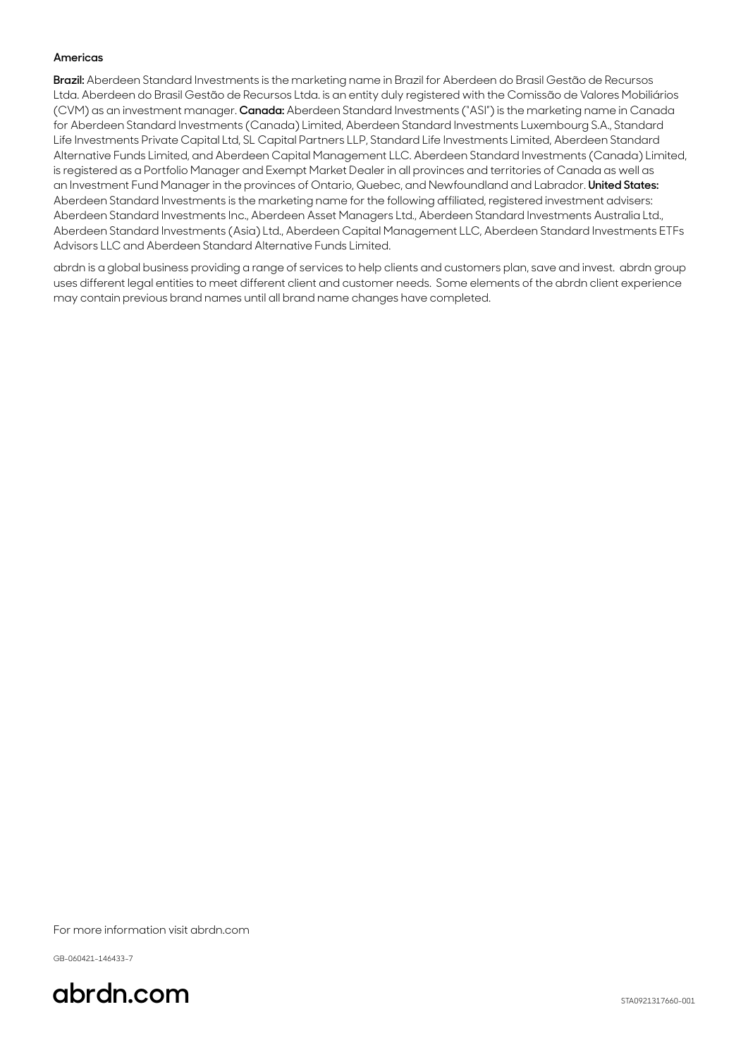**Americas**

**Brazil:** Aberdeen Standard Investments is the marketing name in Brazil for Aberdeen do Brasil Gestão de Recursos Ltda. Aberdeen do Brasil Gestão de Recursos Ltda. is an entity duly registered with the Comissão de Valores Mobiliários (CVM) as an investment manager. **Canada:** Aberdeen Standard Investments ("ASI") is the marketing name in Canada for Aberdeen Standard Investments (Canada) Limited, Aberdeen Standard Investments Luxembourg S.A., Standard Life Investments Private Capital Ltd, SL Capital Partners LLP, Standard Life Investments Limited, Aberdeen Standard Alternative Funds Limited, and Aberdeen Capital Management LLC. Aberdeen Standard Investments (Canada) Limited, is registered as a Portfolio Manager and Exempt Market Dealer in all provinces and territories of Canada as well as an Investment Fund Manager in the provinces of Ontario, Quebec, and Newfoundland and Labrador. **United States:** Aberdeen Standard Investments is the marketing name for the following affiliated, registered investment advisers: Aberdeen Standard Investments Inc., Aberdeen Asset Managers Ltd., Aberdeen Standard Investments Australia Ltd., Aberdeen Standard Investments (Asia) Ltd., Aberdeen Capital Management LLC, Aberdeen Standard Investments ETFs Advisors LLC and Aberdeen Standard Alternative Funds Limited.

abrdn is a global business providing a range of services to help clients and customers plan, save and invest. abrdn group uses different legal entities to meet different client and customer needs. Some elements of the abrdn client experience may contain previous brand names until all brand name changes have completed.

For more information visit abrdn.com

GB-060421-146433-7

**abrdn.com**

STA0921317660-001